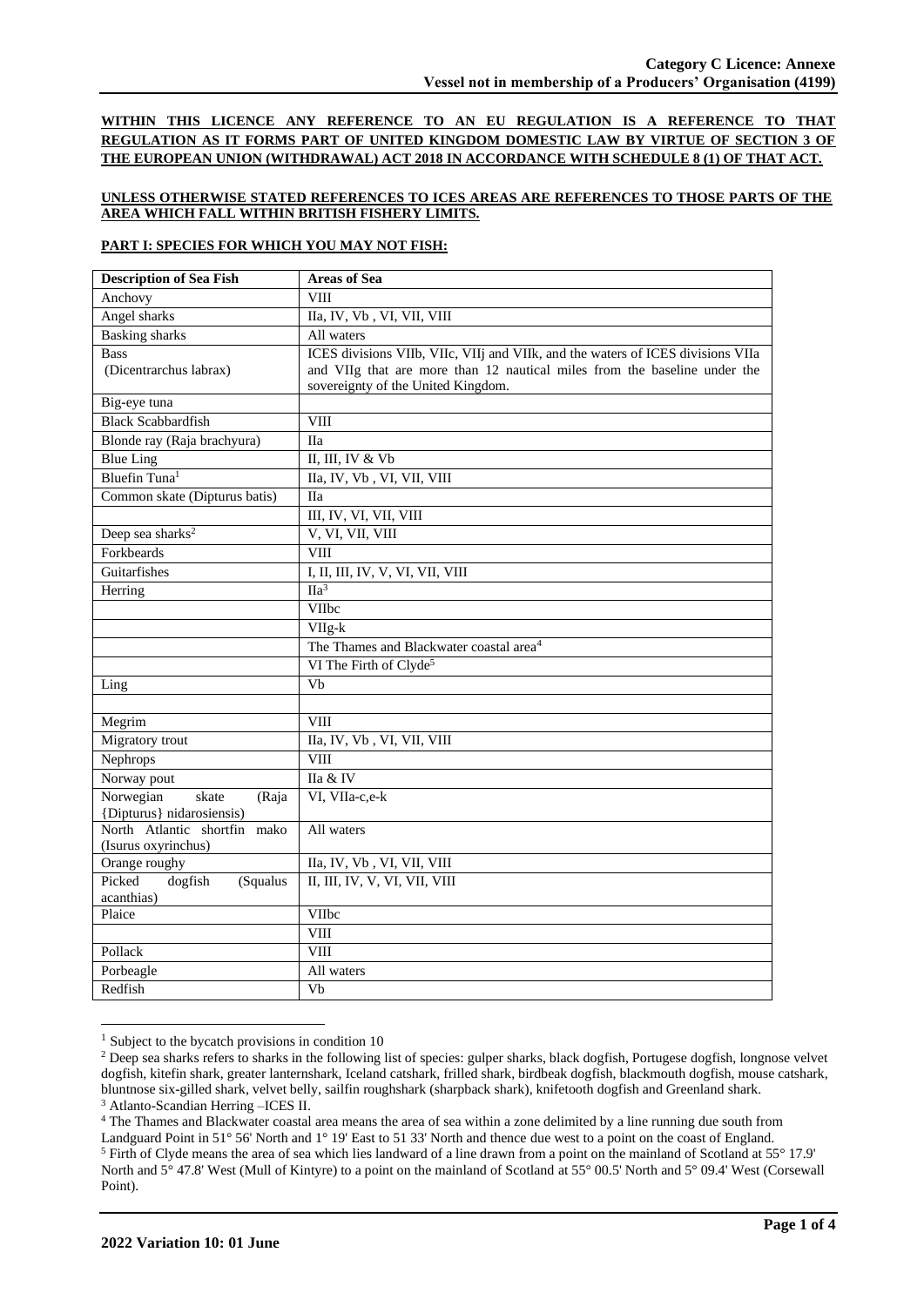**Category C Licence: Annexe**
**Vessel not in membership of a Producers' Organisation (4199)**

**WITHIN THIS LICENCE ANY REFERENCE TO AN EU REGULATION IS A REFERENCE TO THAT REGULATION AS IT FORMS PART OF UNITED KINGDOM DOMESTIC LAW BY VIRTUE OF SECTION 3 OF THE EUROPEAN UNION (WITHDRAWAL) ACT 2018 IN ACCORDANCE WITH SCHEDULE 8 (1) OF THAT ACT.**

**UNLESS OTHERWISE STATED REFERENCES TO ICES AREAS ARE REFERENCES TO THOSE PARTS OF THE AREA WHICH FALL WITHIN BRITISH FISHERY LIMITS.**

**PART I: SPECIES FOR WHICH YOU MAY NOT FISH:**

| Description of Sea Fish | Areas of Sea |
|---|---|
| Anchovy | VIII |
| Angel sharks | IIa, IV, Vb , VI, VII, VIII |
| Basking sharks | All waters |
| Bass (Dicentrarchus labrax) | ICES divisions VIIb, VIIc, VIIj and VIIk, and the waters of ICES divisions VIIa and VIIg that are more than 12 nautical miles from the baseline under the sovereignty of the United Kingdom. |
| Big-eye tuna | |
| Black Scabbardfish | VIII |
| Blonde ray (Raja brachyura) | IIa |
| Blue Ling | II, III, IV & Vb |
| Bluefin Tuna[1] | IIa, IV, Vb , VI, VII, VIII |
| Common skate (Dipturus batis) | IIa |
| | III, IV, VI, VII, VIII |
| Deep sea sharks[2] | V, VI, VII, VIII |
| Forkbeards | VIII |
| Guitarfishes | I, II, III, IV, V, VI, VII, VIII |
| Herring | IIa[3] |
| | VIIbc |
| | VIIg-k |
| | The Thames and Blackwater coastal area[4] |
| | VI The Firth of Clyde[5] |
| Ling | Vb |
| | |
| Megrim | VIII |
| Migratory trout | IIa, IV, Vb , VI, VII, VIII |
| Nephrops | VIII |
| Norway pout | IIa & IV |
| Norwegian skate (Raja {Dipturus} nidarosiensis) | VI, VIIa-c,e-k |
| North Atlantic shortfin mako (Isurus oxyrinchus) | All waters |
| Orange roughy | IIa, IV, Vb , VI, VII, VIII |
| Picked dogfish (Squalus acanthias) | II, III, IV, V, VI, VII, VIII |
| Plaice | VIIbc |
| | VIII |
| Pollack | VIII |
| Porbeagle | All waters |
| Redfish | Vb |

[1] Subject to the bycatch provisions in condition 10

[2] Deep sea sharks refers to sharks in the following list of species: gulper sharks, black dogfish, Portugese dogfish, longnose velvet dogfish, kitefin shark, greater lanternshark, Iceland catshark, frilled shark, birdbeak dogfish, blackmouth dogfish, mouse catshark, bluntnose six-gilled shark, velvet belly, sailfin roughshark (sharpback shark), knifetooth dogfish and Greenland shark.

[3] Atlanto-Scandian Herring –ICES II.

[4] The Thames and Blackwater coastal area means the area of sea within a zone delimited by a line running due south from Landguard Point in 51° 56' North and 1° 19' East to 51 33' North and thence due west to a point on the coast of England.

[5] Firth of Clyde means the area of sea which lies landward of a line drawn from a point on the mainland of Scotland at 55° 17.9' North and 5° 47.8' West (Mull of Kintyre) to a point on the mainland of Scotland at 55° 00.5' North and 5° 09.4' West (Corsewall Point).

**2022 Variation 10: 01 June**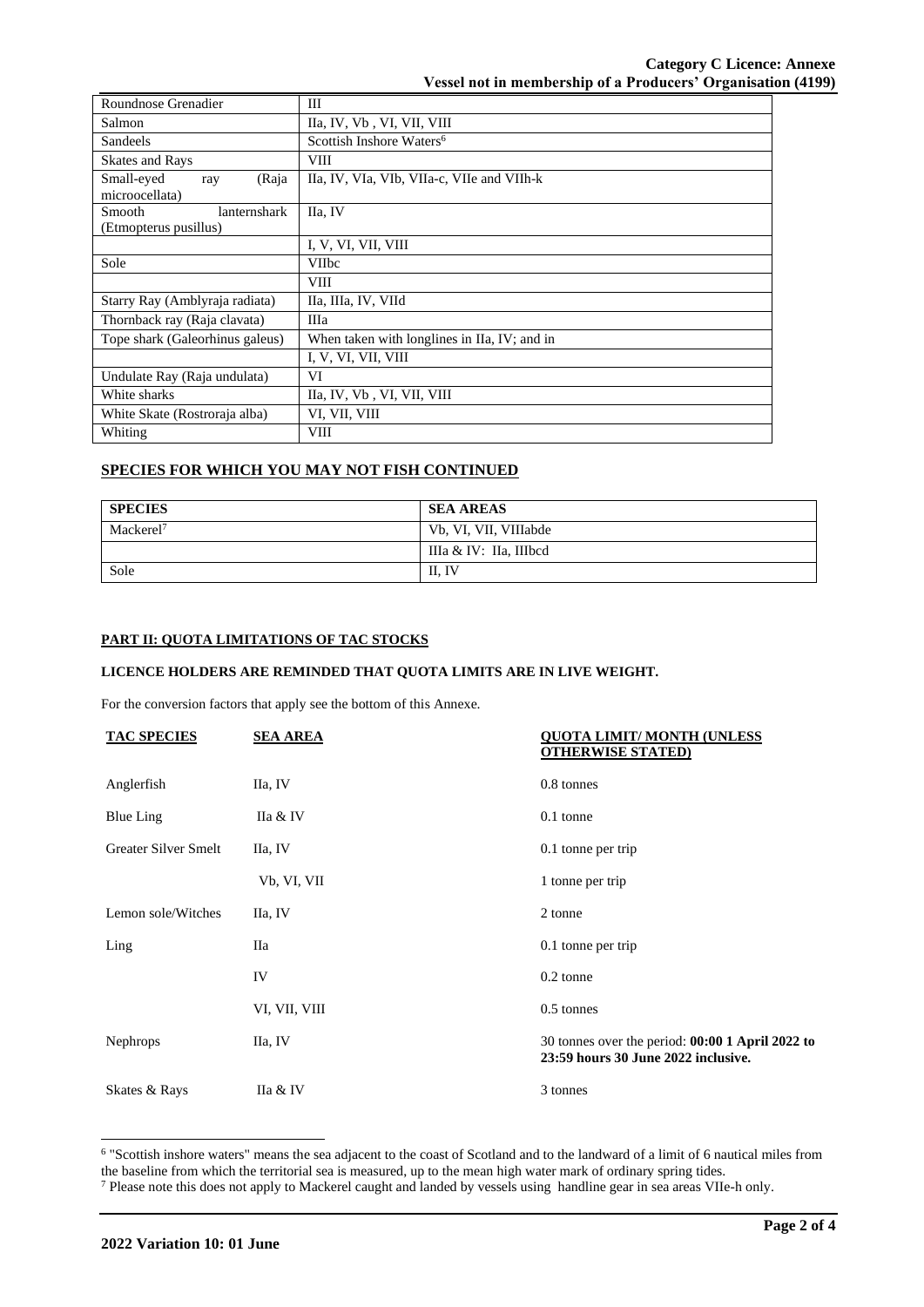| | |
|---|---|
| Roundnose Grenadier | III |
| Salmon | IIa, IV, Vb , VI, VII, VIII |
| Sandeels | Scottish Inshore Waters[6] |
| Skates and Rays | VIII |
| Small-eyed ray (Raja microocellata) | IIa, IV, VIa, VIb, VIIa-c, VIIe and VIIh-k |
| Smooth lanternshark (Etmopterus pusillus) | IIa, IV |
| | I, V, VI, VII, VIII |
| Sole | VIIbc |
| | VIII |
| Starry Ray (Amblyraja radiata) | IIa, IIIa, IV, VIId |
| Thornback ray (Raja clavata) | IIIa |
| Tope shark (Galeorhinus galeus) | When taken with longlines in IIa, IV; and in |
| | I, V, VI, VII, VIII |
| Undulate Ray (Raja undulata) | VI |
| White sharks | IIa, IV, Vb , VI, VII, VIII |
| White Skate (Rostroraja alba) | VI, VII, VIII |
| Whiting | VIII |

## SPECIES FOR WHICH YOU MAY NOT FISH CONTINUED

| SPECIES | SEA AREAS |
|---|---|
| Mackerel[7] | Vb, VI, VII, VIIIabde |
| | IIIa & IV: IIa, IIIbcd |
| Sole | II, IV |

## PART II: QUOTA LIMITATIONS OF TAC STOCKS

**LICENCE HOLDERS ARE REMINDED THAT QUOTA LIMITS ARE IN LIVE WEIGHT.**

For the conversion factors that apply see the bottom of this Annexe.

| TAC SPECIES | SEA AREA | QUOTA LIMIT/ MONTH (UNLESS OTHERWISE STATED) |
|---|---|---|
| Anglerfish | IIa, IV | 0.8 tonnes |
| Blue Ling | IIa & IV | 0.1 tonne |
| Greater Silver Smelt | IIa, IV | 0.1 tonne per trip |
| | Vb, VI, VII | 1 tonne per trip |
| Lemon sole/Witches | IIa, IV | 2 tonne |
| Ling | IIa | 0.1 tonne per trip |
| | IV | 0.2 tonne |
| | VI, VII, VIII | 0.5 tonnes |
| Nephrops | IIa, IV | 30 tonnes over the period: **00:00 1 April 2022 to 23:59 hours 30 June 2022 inclusive.** |
| Skates & Rays | IIa & IV | 3 tonnes |

[6] "Scottish inshore waters" means the sea adjacent to the coast of Scotland and to the landward of a limit of 6 nautical miles from the baseline from which the territorial sea is measured, up to the mean high water mark of ordinary spring tides.

[7] Please note this does not apply to Mackerel caught and landed by vessels using handline gear in sea areas VIIe-h only.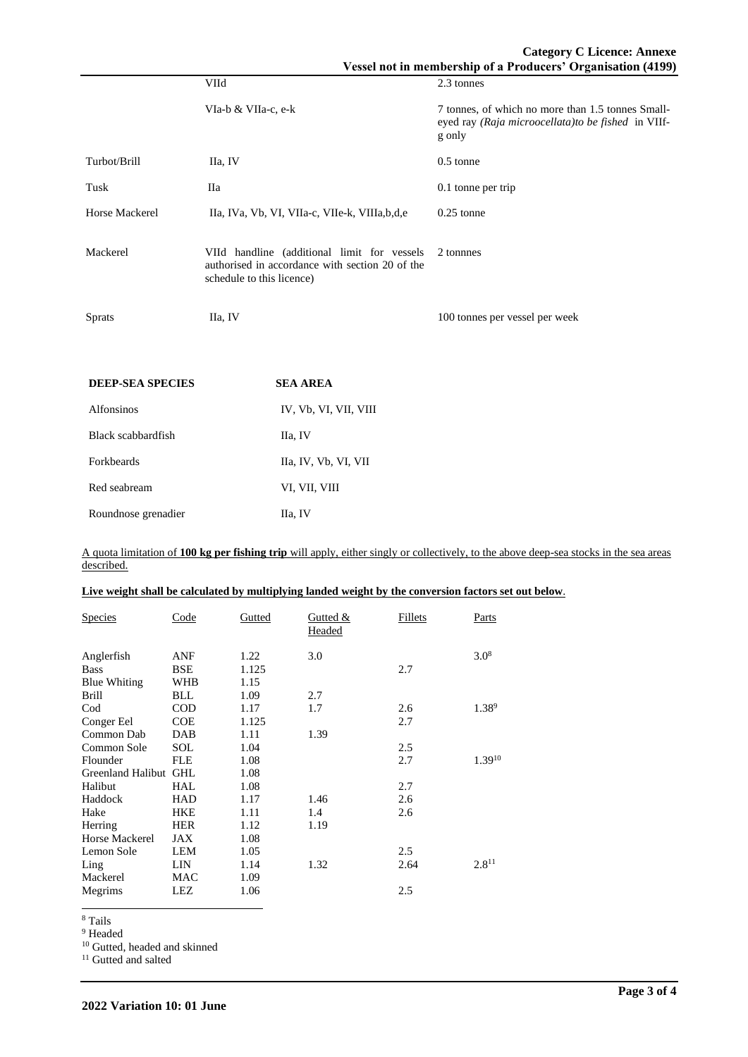| | | |
|---|---|---|
| | VIId | 2.3 tonnes |
| | VIa-b & VIIa-c, e-k | 7 tonnes, of which no more than 1.5 tonnes Small-eyed ray *(Raja microocellata)to be fished* in VIIf-g only |
| Turbot/Brill | IIa, IV | 0.5 tonne |
| Tusk | IIa | 0.1 tonne per trip |
| Horse Mackerel | IIa, IVa, Vb, VI, VIIa-c, VIIe-k, VIIIa,b,d,e | 0.25 tonne |
| Mackerel | VIId handline (additional limit for vessels authorised in accordance with section 20 of the schedule to this licence) | 2 tonnnes |
| Sprats | IIa, IV | 100 tonnes per vessel per week |

| DEEP-SEA SPECIES | SEA AREA |
|---|---|
| Alfonsinos | IV, Vb, VI, VII, VIII |
| Black scabbardfish | IIa, IV |
| Forkbeards | IIa, IV, Vb, VI, VII |
| Red seabream | VI, VII, VIII |
| Roundnose grenadier | IIa, IV |

A quota limitation of **100 kg per fishing trip** will apply, either singly or collectively, to the above deep-sea stocks in the sea areas described.

**Live weight shall be calculated by multiplying landed weight by the conversion factors set out below**.

| Species | Code | Gutted | Gutted & Headed | Fillets | Parts |
|---|---|---|---|---|---|
| Anglerfish | ANF | 1.22 | 3.0 | | 3.0[8] |
| Bass | BSE | 1.125 | | 2.7 | |
| Blue Whiting | WHB | 1.15 | | | |
| Brill | BLL | 1.09 | 2.7 | | |
| Cod | COD | 1.17 | 1.7 | 2.6 | 1.38[9] |
| Conger Eel | COE | 1.125 | | 2.7 | |
| Common Dab | DAB | 1.11 | 1.39 | | |
| Common Sole | SOL | 1.04 | | 2.5 | |
| Flounder | FLE | 1.08 | | 2.7 | 1.39[10] |
| Greenland Halibut | GHL | 1.08 | | | |
| Halibut | HAL | 1.08 | | 2.7 | |
| Haddock | HAD | 1.17 | 1.46 | 2.6 | |
| Hake | HKE | 1.11 | 1.4 | 2.6 | |
| Herring | HER | 1.12 | 1.19 | | |
| Horse Mackerel | JAX | 1.08 | | | |
| Lemon Sole | LEM | 1.05 | | 2.5 | |
| Ling | LIN | 1.14 | 1.32 | 2.64 | 2.8[11] |
| Mackerel | MAC | 1.09 | | | |
| Megrims | LEZ | 1.06 | | 2.5 | |

[8] Tails
[9] Headed
[10] Gutted, headed and skinned
[11] Gutted and salted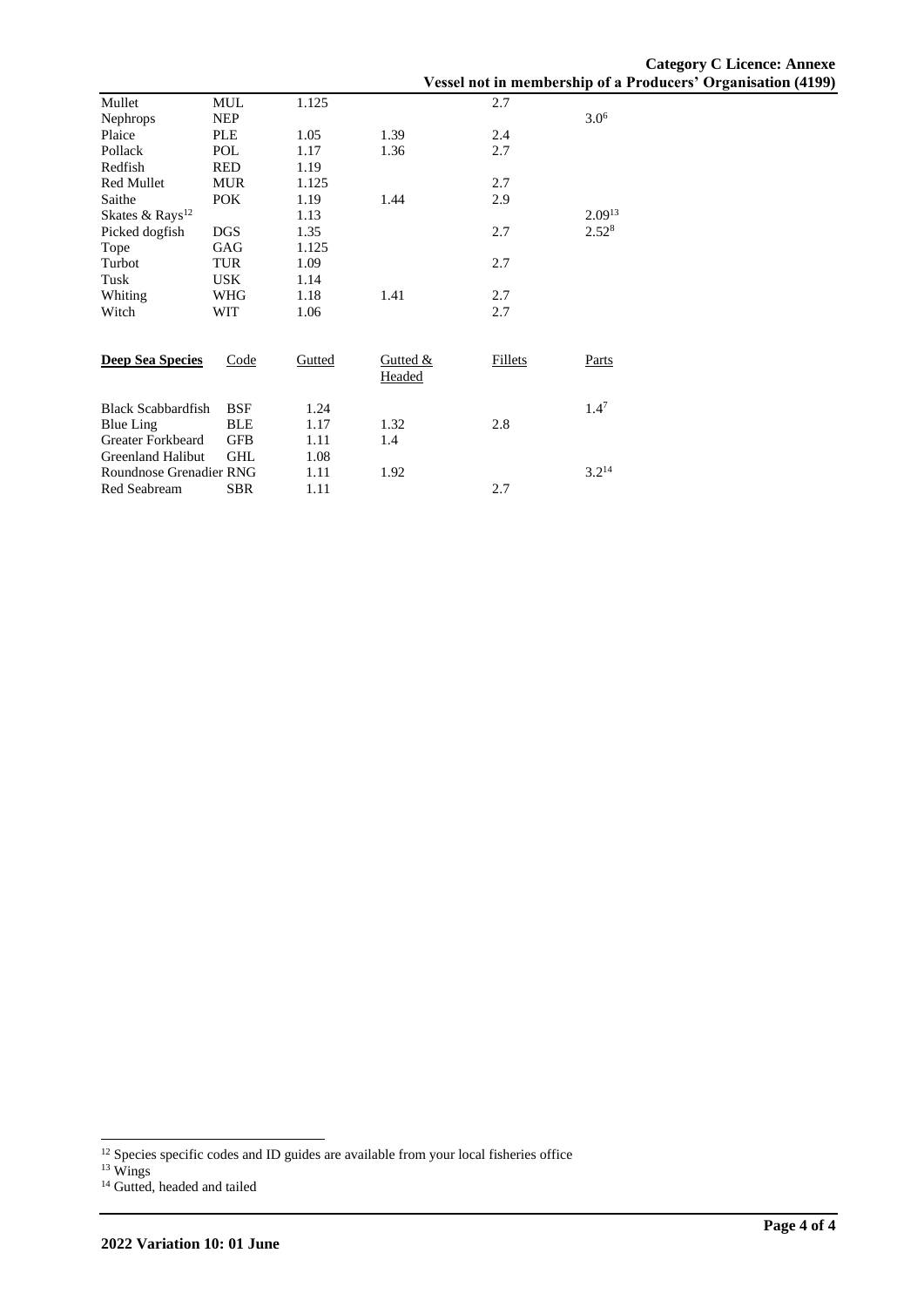| | | | | | |
|---|---|---|---|---|---|
| Mullet | MUL | 1.125 | | 2.7 | |
| Nephrops | NEP | | | | 3.0[6] |
| Plaice | PLE | 1.05 | 1.39 | 2.4 | |
| Pollack | POL | 1.17 | 1.36 | 2.7 | |
| Redfish | RED | 1.19 | | | |
| Red Mullet | MUR | 1.125 | | 2.7 | |
| Saithe | POK | 1.19 | 1.44 | 2.9 | |
| Skates & Rays[12] | | 1.13 | | | 2.09[13] |
| Picked dogfish | DGS | 1.35 | | 2.7 | 2.52[8] |
| Tope | GAG | 1.125 | | | |
| Turbot | TUR | 1.09 | | 2.7 | |
| Tusk | USK | 1.14 | | | |
| Whiting | WHG | 1.18 | 1.41 | 2.7 | |
| Witch | WIT | 1.06 | | 2.7 | |

| **Deep Sea Species** | Code | Gutted | Gutted & Headed | Fillets | Parts |
|---|---|---|---|---|---|
| Black Scabbardfish | BSF | 1.24 | | | 1.4[7] |
| Blue Ling | BLE | 1.17 | 1.32 | 2.8 | |
| Greater Forkbeard | GFB | 1.11 | 1.4 | | |
| Greenland Halibut | GHL | 1.08 | | | |
| Roundnose Grenadier | RNG | 1.11 | 1.92 | | 3.2[14] |
| Red Seabream | SBR | 1.11 | | 2.7 | |

[12] Species specific codes and ID guides are available from your local fisheries office

[13] Wings

[14] Gutted, headed and tailed